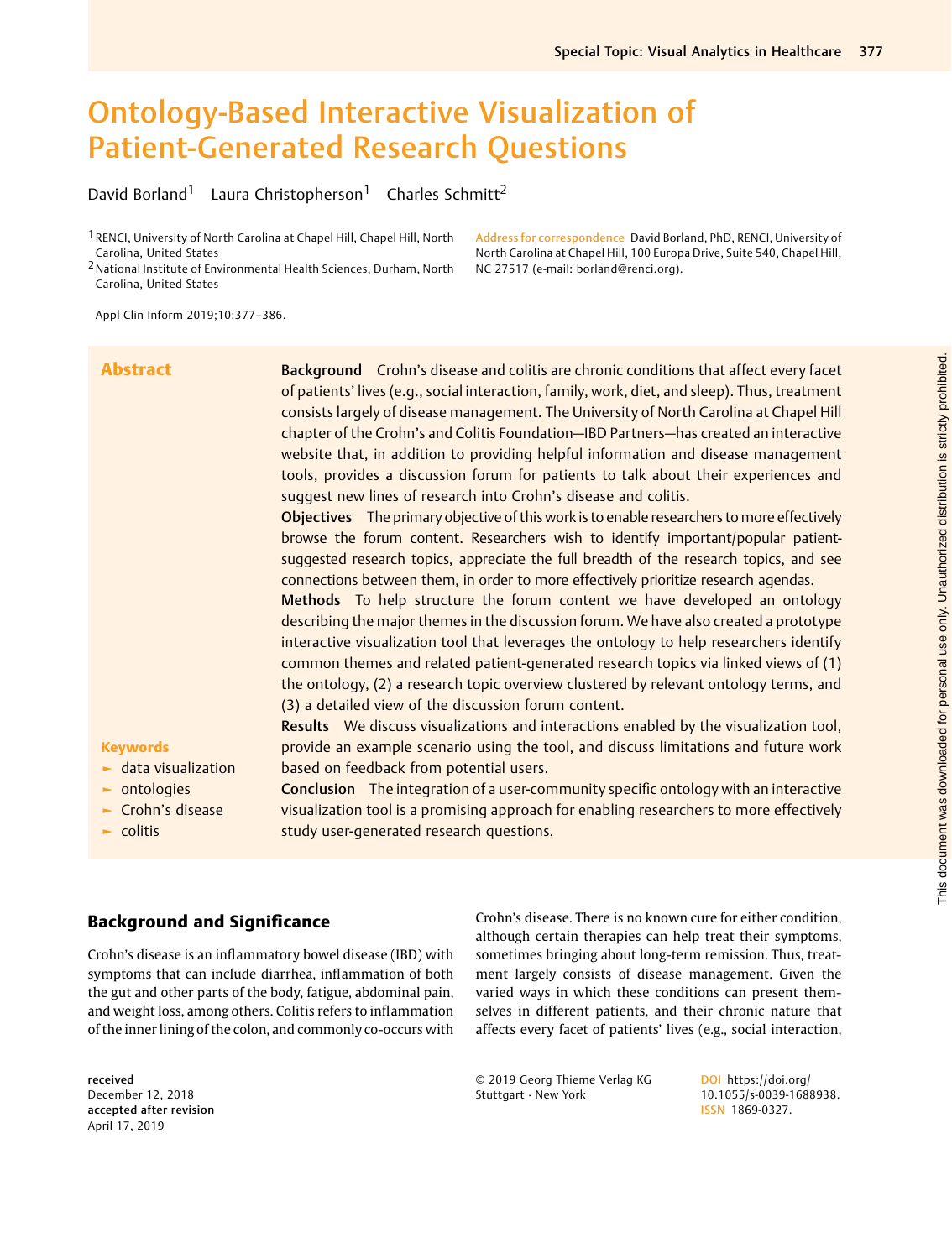# Ontology-Based Interactive Visualization of Patient-Generated Research Questions

David Borland[1] Laura Christopherson[1] Charles Schmitt[2]

[1] RENCI, University of North Carolina at Chapel Hill, Chapel Hill, North Carolina, United States
[2] National Institute of Environmental Health Sciences, Durham, North Carolina, United States

Address for correspondence David Borland, PhD, RENCI, University of North Carolina at Chapel Hill, 100 Europa Drive, Suite 540, Chapel Hill, NC 27517 (e-mail: borland@renci.org).

Appl Clin Inform 2019;10:377–386.

## Abstract

**Background** Crohn's disease and colitis are chronic conditions that affect every facet of patients' lives (e.g., social interaction, family, work, diet, and sleep). Thus, treatment consists largely of disease management. The University of North Carolina at Chapel Hill chapter of the Crohn's and Colitis Foundation—IBD Partners—has created an interactive website that, in addition to providing helpful information and disease management tools, provides a discussion forum for patients to talk about their experiences and suggest new lines of research into Crohn's disease and colitis.

**Objectives** The primary objective of this work is to enable researchers to more effectively browse the forum content. Researchers wish to identify important/popular patient-suggested research topics, appreciate the full breadth of the research topics, and see connections between them, in order to more effectively prioritize research agendas.

**Methods** To help structure the forum content we have developed an ontology describing the major themes in the discussion forum. We have also created a prototype interactive visualization tool that leverages the ontology to help researchers identify common themes and related patient-generated research topics via linked views of (1) the ontology, (2) a research topic overview clustered by relevant ontology terms, and (3) a detailed view of the discussion forum content.

**Results** We discuss visualizations and interactions enabled by the visualization tool, provide an example scenario using the tool, and discuss limitations and future work based on feedback from potential users.

**Conclusion** The integration of a user-community specific ontology with an interactive visualization tool is a promising approach for enabling researchers to more effectively study user-generated research questions.

**Keywords**

- data visualization
- ontologies
- Crohn's disease
- colitis

## Background and Significance

Crohn's disease is an inflammatory bowel disease (IBD) with symptoms that can include diarrhea, inflammation of both the gut and other parts of the body, fatigue, abdominal pain, and weight loss, among others. Colitis refers to inflammation of the inner lining of the colon, and commonly co-occurs with Crohn's disease. There is no known cure for either condition, although certain therapies can help treat their symptoms, sometimes bringing about long-term remission. Thus, treatment largely consists of disease management. Given the varied ways in which these conditions can present themselves in different patients, and their chronic nature that affects every facet of patients' lives (e.g., social interaction,

received
December 12, 2018
accepted after revision
April 17, 2019

© 2019 Georg Thieme Verlag KG Stuttgart · New York

DOI https://doi.org/10.1055/s-0039-1688938.
ISSN 1869-0327.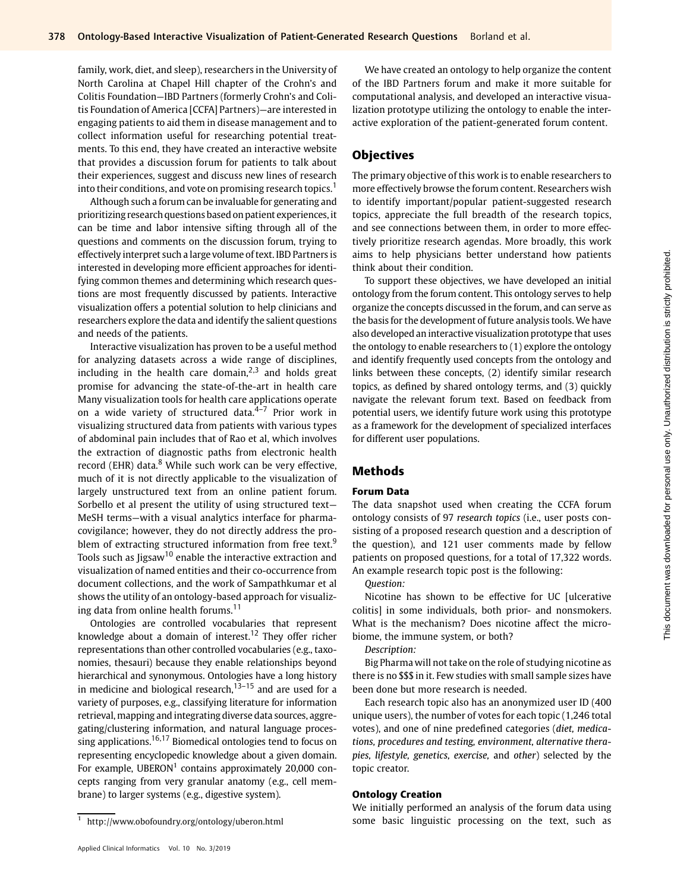family, work, diet, and sleep), researchers in the University of North Carolina at Chapel Hill chapter of the Crohn's and Colitis Foundation—IBD Partners (formerly Crohn's and Colitis Foundation of America [CCFA] Partners)—are interested in engaging patients to aid them in disease management and to collect information useful for researching potential treatments. To this end, they have created an interactive website that provides a discussion forum for patients to talk about their experiences, suggest and discuss new lines of research into their conditions, and vote on promising research topics.[1]

Although such a forum can be invaluable for generating and prioritizing research questions based on patient experiences, it can be time and labor intensive sifting through all of the questions and comments on the discussion forum, trying to effectively interpret such a large volume of text. IBD Partners is interested in developing more efficient approaches for identifying common themes and determining which research questions are most frequently discussed by patients. Interactive visualization offers a potential solution to help clinicians and researchers explore the data and identify the salient questions and needs of the patients.

Interactive visualization has proven to be a useful method for analyzing datasets across a wide range of disciplines, including in the health care domain,[2,3] and holds great promise for advancing the state-of-the-art in health care Many visualization tools for health care applications operate on a wide variety of structured data.[4–7] Prior work in visualizing structured data from patients with various types of abdominal pain includes that of Rao et al, which involves the extraction of diagnostic paths from electronic health record (EHR) data.[8] While such work can be very effective, much of it is not directly applicable to the visualization of largely unstructured text from an online patient forum. Sorbello et al present the utility of using structured text—MeSH terms—with a visual analytics interface for pharmacovigilance; however, they do not directly address the problem of extracting structured information from free text.[9] Tools such as Jigsaw[10] enable the interactive extraction and visualization of named entities and their co-occurrence from document collections, and the work of Sampathkumar et al shows the utility of an ontology-based approach for visualizing data from online health forums.[11]

Ontologies are controlled vocabularies that represent knowledge about a domain of interest.[12] They offer richer representations than other controlled vocabularies (e.g., taxonomies, thesauri) because they enable relationships beyond hierarchical and synonymous. Ontologies have a long history in medicine and biological research,[13–15] and are used for a variety of purposes, e.g., classifying literature for information retrieval, mapping and integrating diverse data sources, aggregating/clustering information, and natural language processing applications.[16,17] Biomedical ontologies tend to focus on representing encyclopedic knowledge about a given domain. For example, UBERON[1] contains approximately 20,000 concepts ranging from very granular anatomy (e.g., cell membrane) to larger systems (e.g., digestive system).

[1] http://www.obofoundry.org/ontology/uberon.html

We have created an ontology to help organize the content of the IBD Partners forum and make it more suitable for computational analysis, and developed an interactive visualization prototype utilizing the ontology to enable the interactive exploration of the patient-generated forum content.

## Objectives

The primary objective of this work is to enable researchers to more effectively browse the forum content. Researchers wish to identify important/popular patient-suggested research topics, appreciate the full breadth of the research topics, and see connections between them, in order to more effectively prioritize research agendas. More broadly, this work aims to help physicians better understand how patients think about their condition.

To support these objectives, we have developed an initial ontology from the forum content. This ontology serves to help organize the concepts discussed in the forum, and can serve as the basis for the development of future analysis tools. We have also developed an interactive visualization prototype that uses the ontology to enable researchers to (1) explore the ontology and identify frequently used concepts from the ontology and links between these concepts, (2) identify similar research topics, as defined by shared ontology terms, and (3) quickly navigate the relevant forum text. Based on feedback from potential users, we identify future work using this prototype as a framework for the development of specialized interfaces for different user populations.

## Methods

### Forum Data

The data snapshot used when creating the CCFA forum ontology consists of 97 *research topics* (i.e., user posts consisting of a proposed research question and a description of the question), and 121 user comments made by fellow patients on proposed questions, for a total of 17,322 words. An example research topic post is the following:

*Question:*

Nicotine has shown to be effective for UC [ulcerative colitis] in some individuals, both prior- and nonsmokers. What is the mechanism? Does nicotine affect the microbiome, the immune system, or both?

*Description:*

Big Pharma will not take on the role of studying nicotine as there is no $$$ in it. Few studies with small sample sizes have been done but more research is needed.

Each research topic also has an anonymized user ID (400 unique users), the number of votes for each topic (1,246 total votes), and one of nine predefined categories (*diet*, *medications*, *procedures and testing*, *environment*, *alternative therapies*, *lifestyle*, *genetics*, *exercise*, and *other*) selected by the topic creator.

### Ontology Creation

We initially performed an analysis of the forum data using some basic linguistic processing on the text, such as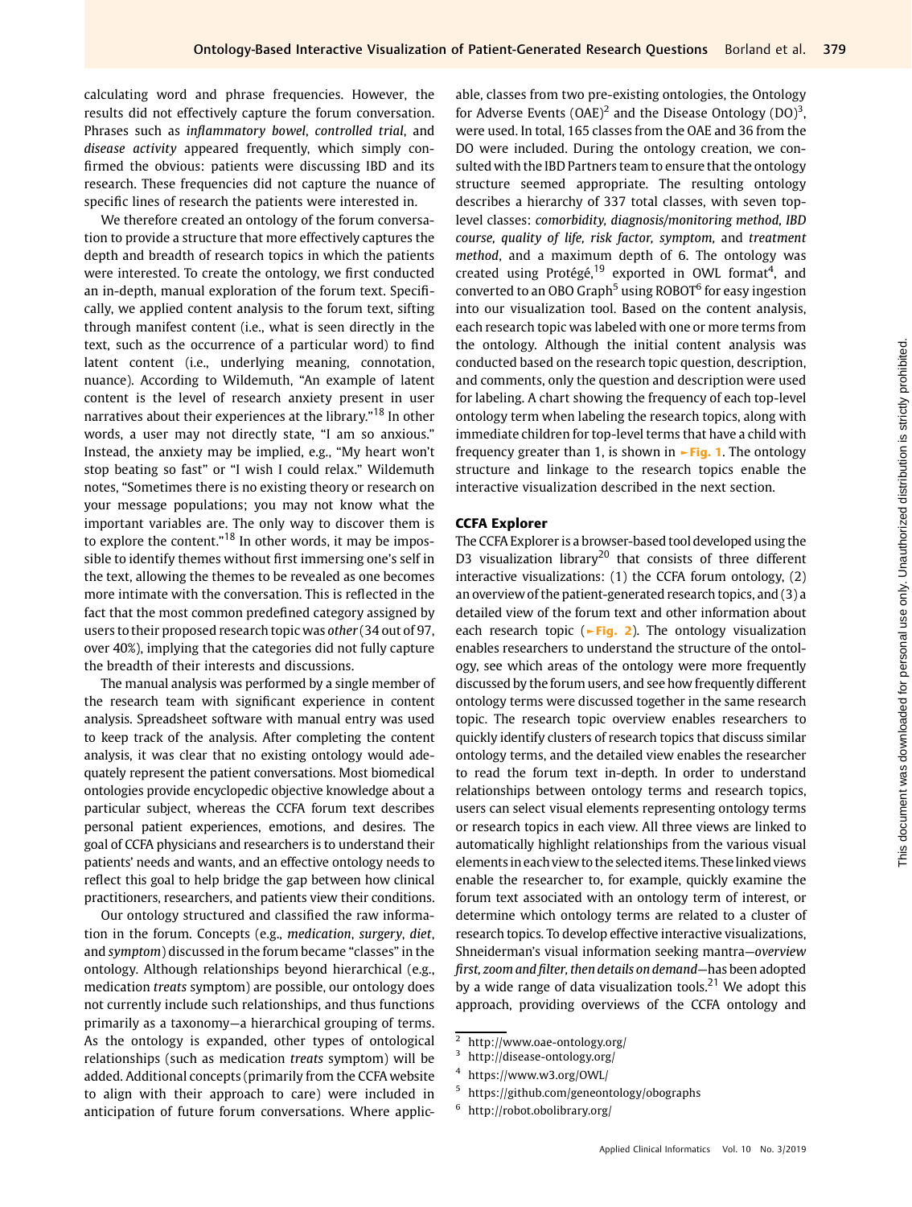calculating word and phrase frequencies. However, the results did not effectively capture the forum conversation. Phrases such as *inflammatory bowel*, *controlled trial*, and *disease activity* appeared frequently, which simply confirmed the obvious: patients were discussing IBD and its research. These frequencies did not capture the nuance of specific lines of research the patients were interested in.

We therefore created an ontology of the forum conversation to provide a structure that more effectively captures the depth and breadth of research topics in which the patients were interested. To create the ontology, we first conducted an in-depth, manual exploration of the forum text. Specifically, we applied content analysis to the forum text, sifting through manifest content (i.e., what is seen directly in the text, such as the occurrence of a particular word) to find latent content (i.e., underlying meaning, connotation, nuance). According to Wildemuth, "An example of latent content is the level of research anxiety present in user narratives about their experiences at the library."[18] In other words, a user may not directly state, "I am so anxious." Instead, the anxiety may be implied, e.g., "My heart won't stop beating so fast" or "I wish I could relax." Wildemuth notes, "Sometimes there is no existing theory or research on your message populations; you may not know what the important variables are. The only way to discover them is to explore the content."[18] In other words, it may be impossible to identify themes without first immersing one's self in the text, allowing the themes to be revealed as one becomes more intimate with the conversation. This is reflected in the fact that the most common predefined category assigned by users to their proposed research topic was *other* (34 out of 97, over 40%), implying that the categories did not fully capture the breadth of their interests and discussions.

The manual analysis was performed by a single member of the research team with significant experience in content analysis. Spreadsheet software with manual entry was used to keep track of the analysis. After completing the content analysis, it was clear that no existing ontology would adequately represent the patient conversations. Most biomedical ontologies provide encyclopedic objective knowledge about a particular subject, whereas the CCFA forum text describes personal patient experiences, emotions, and desires. The goal of CCFA physicians and researchers is to understand their patients' needs and wants, and an effective ontology needs to reflect this goal to help bridge the gap between how clinical practitioners, researchers, and patients view their conditions.

Our ontology structured and classified the raw information in the forum. Concepts (e.g., *medication*, *surgery*, *diet*, and *symptom*) discussed in the forum became "classes" in the ontology. Although relationships beyond hierarchical (e.g., medication *treats* symptom) are possible, our ontology does not currently include such relationships, and thus functions primarily as a taxonomy—a hierarchical grouping of terms. As the ontology is expanded, other types of ontological relationships (such as medication *treats* symptom) will be added. Additional concepts (primarily from the CCFA website to align with their approach to care) were included in anticipation of future forum conversations. Where applicable, classes from two pre-existing ontologies, the Ontology for Adverse Events (OAE)[2] and the Disease Ontology (DO)[3], were used. In total, 165 classes from the OAE and 36 from the DO were included. During the ontology creation, we consulted with the IBD Partners team to ensure that the ontology structure seemed appropriate. The resulting ontology describes a hierarchy of 337 total classes, with seven top-level classes: *comorbidity*, *diagnosis/monitoring method*, *IBD course*, *quality of life*, *risk factor*, *symptom*, and *treatment method*, and a maximum depth of 6. The ontology was created using Protégé,[19] exported in OWL format[4], and converted to an OBO Graph[5] using ROBOT[6] for easy ingestion into our visualization tool. Based on the content analysis, each research topic was labeled with one or more terms from the ontology. Although the initial content analysis was conducted based on the research topic question, description, and comments, only the question and description were used for labeling. A chart showing the frequency of each top-level ontology term when labeling the research topics, along with immediate children for top-level terms that have a child with frequency greater than 1, is shown in ►Fig. 1. The ontology structure and linkage to the research topics enable the interactive visualization described in the next section.

## CCFA Explorer

The CCFA Explorer is a browser-based tool developed using the D3 visualization library[20] that consists of three different interactive visualizations: (1) the CCFA forum ontology, (2) an overview of the patient-generated research topics, and (3) a detailed view of the forum text and other information about each research topic (►Fig. 2). The ontology visualization enables researchers to understand the structure of the ontology, see which areas of the ontology were more frequently discussed by the forum users, and see how frequently different ontology terms were discussed together in the same research topic. The research topic overview enables researchers to quickly identify clusters of research topics that discuss similar ontology terms, and the detailed view enables the researcher to read the forum text in-depth. In order to understand relationships between ontology terms and research topics, users can select visual elements representing ontology terms or research topics in each view. All three views are linked to automatically highlight relationships from the various visual elements in each view to the selected items. These linked views enable the researcher to, for example, quickly examine the forum text associated with an ontology term of interest, or determine which ontology terms are related to a cluster of research topics. To develop effective interactive visualizations, Shneiderman's visual information seeking mantra—*overview first, zoom and filter, then details on demand*—has been adopted by a wide range of data visualization tools.[21] We adopt this approach, providing overviews of the CCFA ontology and

[2] http://www.oae-ontology.org/

[3] http://disease-ontology.org/

[4] https://www.w3.org/OWL/

[5] https://github.com/geneontology/obographs

[6] http://robot.obolibrary.org/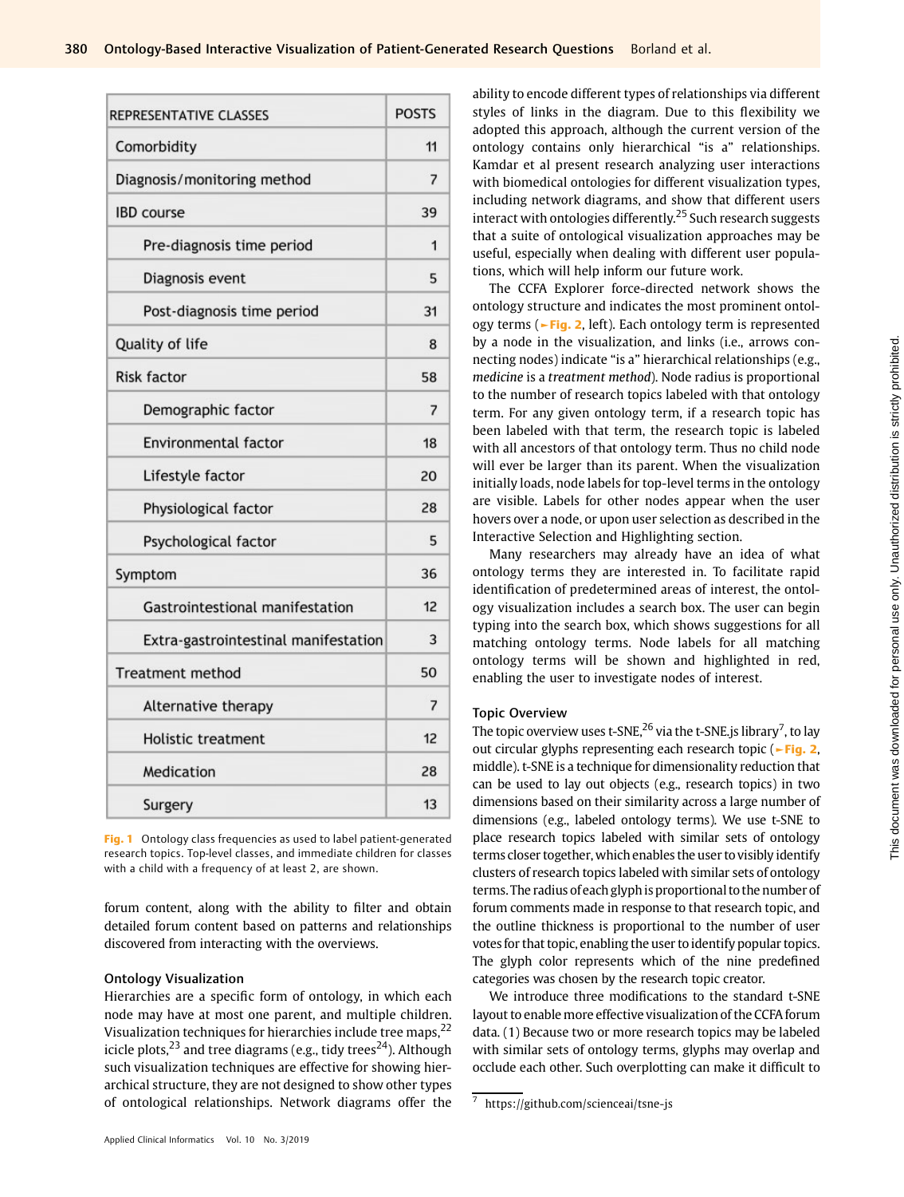| REPRESENTATIVE CLASSES | POSTS |
|---|---|
| Comorbidity | 11 |
| Diagnosis/monitoring method | 7 |
| IBD course | 39 |
| Pre-diagnosis time period | 1 |
| Diagnosis event | 5 |
| Post-diagnosis time period | 31 |
| Quality of life | 8 |
| Risk factor | 58 |
| Demographic factor | 7 |
| Environmental factor | 18 |
| Lifestyle factor | 20 |
| Physiological factor | 28 |
| Psychological factor | 5 |
| Symptom | 36 |
| Gastrointestional manifestation | 12 |
| Extra-gastrointestinal manifestation | 3 |
| Treatment method | 50 |
| Alternative therapy | 7 |
| Holistic treatment | 12 |
| Medication | 28 |
| Surgery | 13 |

**Fig. 1** Ontology class frequencies as used to label patient-generated research topics. Top-level classes, and immediate children for classes with a child with a frequency of at least 2, are shown.

forum content, along with the ability to filter and obtain detailed forum content based on patterns and relationships discovered from interacting with the overviews.

### Ontology Visualization

Hierarchies are a specific form of ontology, in which each node may have at most one parent, and multiple children. Visualization techniques for hierarchies include tree maps,[22] icicle plots,[23] and tree diagrams (e.g., tidy trees[24]). Although such visualization techniques are effective for showing hierarchical structure, they are not designed to show other types of ontological relationships. Network diagrams offer the ability to encode different types of relationships via different styles of links in the diagram. Due to this flexibility we adopted this approach, although the current version of the ontology contains only hierarchical "is a" relationships. Kamdar et al present research analyzing user interactions with biomedical ontologies for different visualization types, including network diagrams, and show that different users interact with ontologies differently.[25] Such research suggests that a suite of ontological visualization approaches may be useful, especially when dealing with different user populations, which will help inform our future work.

The CCFA Explorer force-directed network shows the ontology structure and indicates the most prominent ontology terms (►Fig. 2, left). Each ontology term is represented by a node in the visualization, and links (i.e., arrows connecting nodes) indicate "is a" hierarchical relationships (e.g., *medicine* is a *treatment method*). Node radius is proportional to the number of research topics labeled with that ontology term. For any given ontology term, if a research topic has been labeled with that term, the research topic is labeled with all ancestors of that ontology term. Thus no child node will ever be larger than its parent. When the visualization initially loads, node labels for top-level terms in the ontology are visible. Labels for other nodes appear when the user hovers over a node, or upon user selection as described in the Interactive Selection and Highlighting section.

Many researchers may already have an idea of what ontology terms they are interested in. To facilitate rapid identification of predetermined areas of interest, the ontology visualization includes a search box. The user can begin typing into the search box, which shows suggestions for all matching ontology terms. Node labels for all matching ontology terms will be shown and highlighted in red, enabling the user to investigate nodes of interest.

### Topic Overview

The topic overview uses t-SNE,[26] via the t-SNE.js library[7], to lay out circular glyphs representing each research topic (►Fig. 2, middle). t-SNE is a technique for dimensionality reduction that can be used to lay out objects (e.g., research topics) in two dimensions based on their similarity across a large number of dimensions (e.g., labeled ontology terms). We use t-SNE to place research topics labeled with similar sets of ontology terms closer together, which enables the user to visibly identify clusters of research topics labeled with similar sets of ontology terms. The radius of each glyph is proportional to the number of forum comments made in response to that research topic, and the outline thickness is proportional to the number of user votes for that topic, enabling the user to identify popular topics. The glyph color represents which of the nine predefined categories was chosen by the research topic creator.

We introduce three modifications to the standard t-SNE layout to enable more effective visualization of the CCFA forum data. (1) Because two or more research topics may be labeled with similar sets of ontology terms, glyphs may overlap and occlude each other. Such overplotting can make it difficult to

[7] https://github.com/scienceai/tsne-js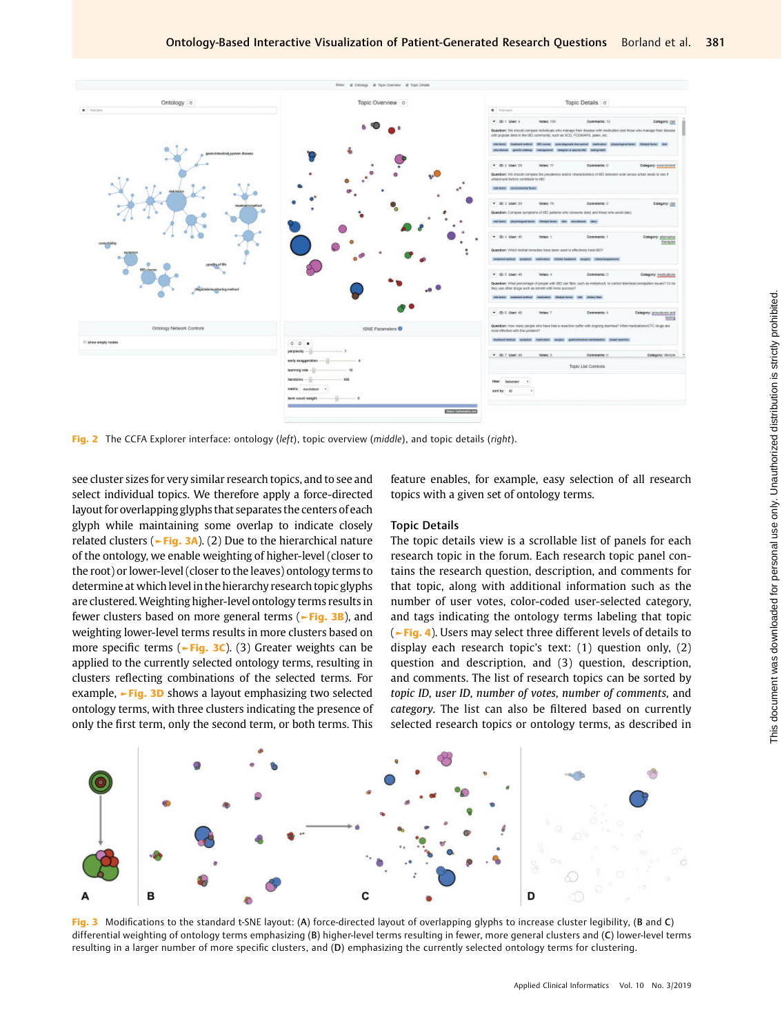Fig. 2 The CCFA Explorer interface: ontology (*left*), topic overview (*middle*), and topic details (*right*).

see cluster sizes for very similar research topics, and to see and select individual topics. We therefore apply a force-directed layout for overlapping glyphs that separates the centers of each glyph while maintaining some overlap to indicate closely related clusters (►Fig. 3A). (2) Due to the hierarchical nature of the ontology, we enable weighting of higher-level (closer to the root) or lower-level (closer to the leaves) ontology terms to determine at which level in the hierarchy research topic glyphs are clustered. Weighting higher-level ontology terms results in fewer clusters based on more general terms (►Fig. 3B), and weighting lower-level terms results in more clusters based on more specific terms (►Fig. 3C). (3) Greater weights can be applied to the currently selected ontology terms, resulting in clusters reflecting combinations of the selected terms. For example, ►Fig. 3D shows a layout emphasizing two selected ontology terms, with three clusters indicating the presence of only the first term, only the second term, or both terms. This feature enables, for example, easy selection of all research topics with a given set of ontology terms.

### Topic Details

The topic details view is a scrollable list of panels for each research topic in the forum. Each research topic panel contains the research question, description, and comments for that topic, along with additional information such as the number of user votes, color-coded user-selected category, and tags indicating the ontology terms labeling that topic (►Fig. 4). Users may select three different levels of details to display each research topic's text: (1) question only, (2) question and description, and (3) question, description, and comments. The list of research topics can be sorted by *topic ID*, *user ID*, *number of votes*, *number of comments*, and *category*. The list can also be filtered based on currently selected research topics or ontology terms, as described in

Fig. 3 Modifications to the standard t-SNE layout: (A) force-directed layout of overlapping glyphs to increase cluster legibility, (B and C) differential weighting of ontology terms emphasizing (B) higher-level terms resulting in fewer, more general clusters and (C) lower-level terms resulting in a larger number of more specific clusters, and (D) emphasizing the currently selected ontology terms for clustering.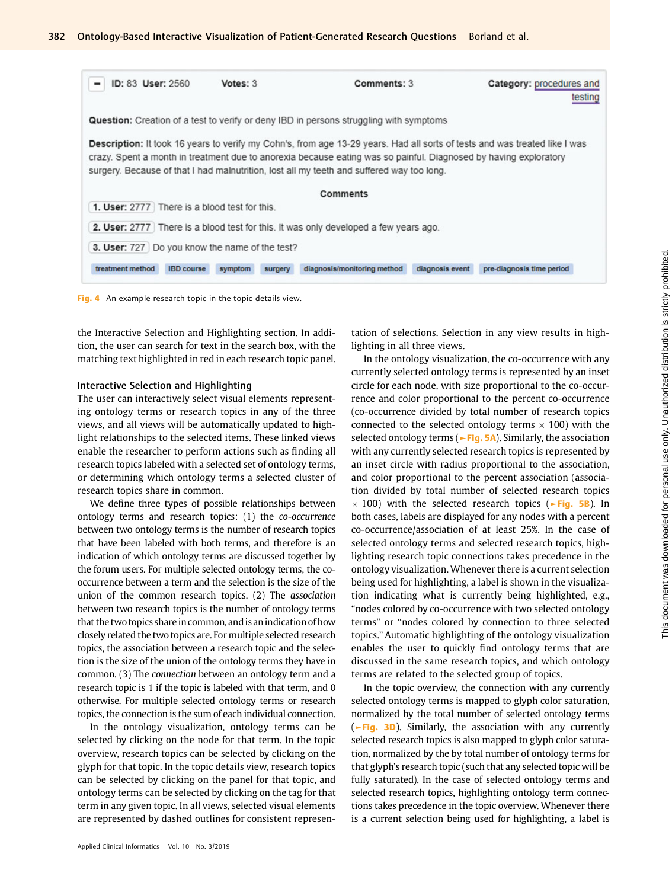ID: 83 User: 2560 Votes: 3 Comments: 3 Category: procedures and testing

**Question:** Creation of a test to verify or deny IBD in persons struggling with symptoms

**Description:** It took 16 years to verify my Cohn's, from age 13-29 years. Had all sorts of tests and was treated like I was crazy. Spent a month in treatment due to anorexia because eating was so painful. Diagnosed by having exploratory surgery. Because of that I had malnutrition, lost all my teeth and suffered way too long.

**Comments**

1. User: 2777 There is a blood test for this.
2. User: 2777 There is a blood test for this. It was only developed a few years ago.
3. User: 727 Do you know the name of the test?

treatment method | IBD course | symptom | surgery | diagnosis/monitoring method | diagnosis event | pre-diagnosis time period

**Fig. 4** An example research topic in the topic details view.

the Interactive Selection and Highlighting section. In addition, the user can search for text in the search box, with the matching text highlighted in red in each research topic panel.

### Interactive Selection and Highlighting

The user can interactively select visual elements representing ontology terms or research topics in any of the three views, and all views will be automatically updated to highlight relationships to the selected items. These linked views enable the researcher to perform actions such as finding all research topics labeled with a selected set of ontology terms, or determining which ontology terms a selected cluster of research topics share in common.

We define three types of possible relationships between ontology terms and research topics: (1) the *co-occurrence* between two ontology terms is the number of research topics that have been labeled with both terms, and therefore is an indication of which ontology terms are discussed together by the forum users. For multiple selected ontology terms, the co-occurrence between a term and the selection is the size of the union of the common research topics. (2) The *association* between two research topics is the number of ontology terms that the two topics share in common, and is an indication of how closely related the two topics are. For multiple selected research topics, the association between a research topic and the selection is the size of the union of the ontology terms they have in common. (3) The *connection* between an ontology term and a research topic is 1 if the topic is labeled with that term, and 0 otherwise. For multiple selected ontology terms or research topics, the connection is the sum of each individual connection.

In the ontology visualization, ontology terms can be selected by clicking on the node for that term. In the topic overview, research topics can be selected by clicking on the glyph for that topic. In the topic details view, research topics can be selected by clicking on the panel for that topic, and ontology terms can be selected by clicking on the tag for that term in any given topic. In all views, selected visual elements are represented by dashed outlines for consistent representation of selections. Selection in any view results in highlighting in all three views.

In the ontology visualization, the co-occurrence with any currently selected ontology terms is represented by an inset circle for each node, with size proportional to the co-occurrence and color proportional to the percent co-occurrence (co-occurrence divided by total number of research topics connected to the selected ontology terms $\times$ 100) with the selected ontology terms (►Fig. 5A). Similarly, the association with any currently selected research topics is represented by an inset circle with radius proportional to the association, and color proportional to the percent association (association divided by total number of selected research topics $\times$ 100) with the selected research topics (►Fig. 5B). In both cases, labels are displayed for any nodes with a percent co-occurrence/association of at least 25%. In the case of selected ontology terms and selected research topics, highlighting research topic connections takes precedence in the ontology visualization. Whenever there is a current selection being used for highlighting, a label is shown in the visualization indicating what is currently being highlighted, e.g., "nodes colored by co-occurrence with two selected ontology terms" or "nodes colored by connection to three selected topics." Automatic highlighting of the ontology visualization enables the user to quickly find ontology terms that are discussed in the same research topics, and which ontology terms are related to the selected group of topics.

In the topic overview, the connection with any currently selected ontology terms is mapped to glyph color saturation, normalized by the total number of selected ontology terms (►Fig. 3D). Similarly, the association with any currently selected research topics is also mapped to glyph color saturation, normalized by the by total number of ontology terms for that glyph's research topic (such that any selected topic will be fully saturated). In the case of selected ontology terms and selected research topics, highlighting ontology term connections takes precedence in the topic overview. Whenever there is a current selection being used for highlighting, a label is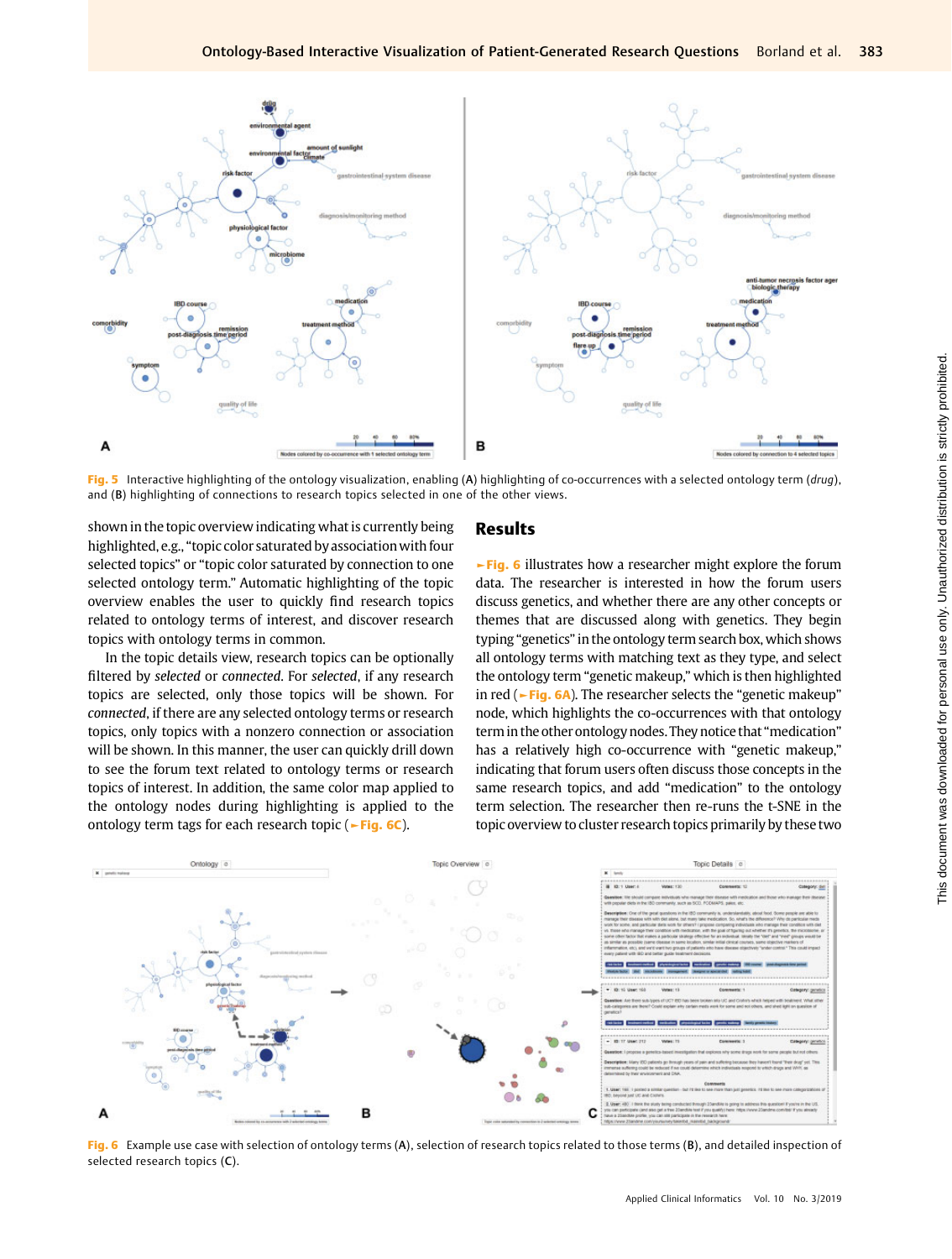environmental agent
drug
amount of sunlight
environmental factor
climate
risk factor
gastrointestinal system disease
diagnosis/monitoring method
physiological factor
microbiome
IBD course
medication
comorbidity
remission
post-diagnosis time period
treatment method
symptom
quality of life
A
20 40 60 80%
Nodes colored by co-occurrence with 1 selected ontology term

risk factor
gastrointestinal system disease
diagnosis/monitoring method
anti-tumor necrosis factor ager
biologic therapy
IBD course
medication
comorbidity
remission
post-diagnosis time period
treatment method
flare up
symptom
quality of life
B
20 40 60 80%
Nodes colored by connection to 4 selected topics

**Fig. 5** Interactive highlighting of the ontology visualization, enabling (A) highlighting of co-occurrences with a selected ontology term (*drug*), and (B) highlighting of connections to research topics selected in one of the other views.

shown in the topic overview indicating what is currently being highlighted, e.g., "topic color saturated by association with four selected topics" or "topic color saturated by connection to one selected ontology term." Automatic highlighting of the topic overview enables the user to quickly find research topics related to ontology terms of interest, and discover research topics with ontology terms in common.

In the topic details view, research topics can be optionally filtered by *selected* or *connected*. For *selected*, if any research topics are selected, only those topics will be shown. For *connected*, if there are any selected ontology terms or research topics, only topics with a nonzero connection or association will be shown. In this manner, the user can quickly drill down to see the forum text related to ontology terms or research topics of interest. In addition, the same color map applied to the ontology nodes during highlighting is applied to the ontology term tags for each research topic (►Fig. 6C).

## Results

►Fig. 6 illustrates how a researcher might explore the forum data. The researcher is interested in how the forum users discuss genetics, and whether there are any other concepts or themes that are discussed along with genetics. They begin typing "genetics" in the ontology term search box, which shows all ontology terms with matching text as they type, and select the ontology term "genetic makeup," which is then highlighted in red (►Fig. 6A). The researcher selects the "genetic makeup" node, which highlights the co-occurrences with that ontology term in the other ontology nodes. They notice that "medication" has a relatively high co-occurrence with "genetic makeup," indicating that forum users often discuss those concepts in the same research topics, and add "medication" to the ontology term selection. The researcher then re-runs the t-SNE in the topic overview to cluster research topics primarily by these two

Ontology
Topic Overview
Topic Details
A
B
C

**Fig. 6** Example use case with selection of ontology terms (A), selection of research topics related to those terms (B), and detailed inspection of selected research topics (C).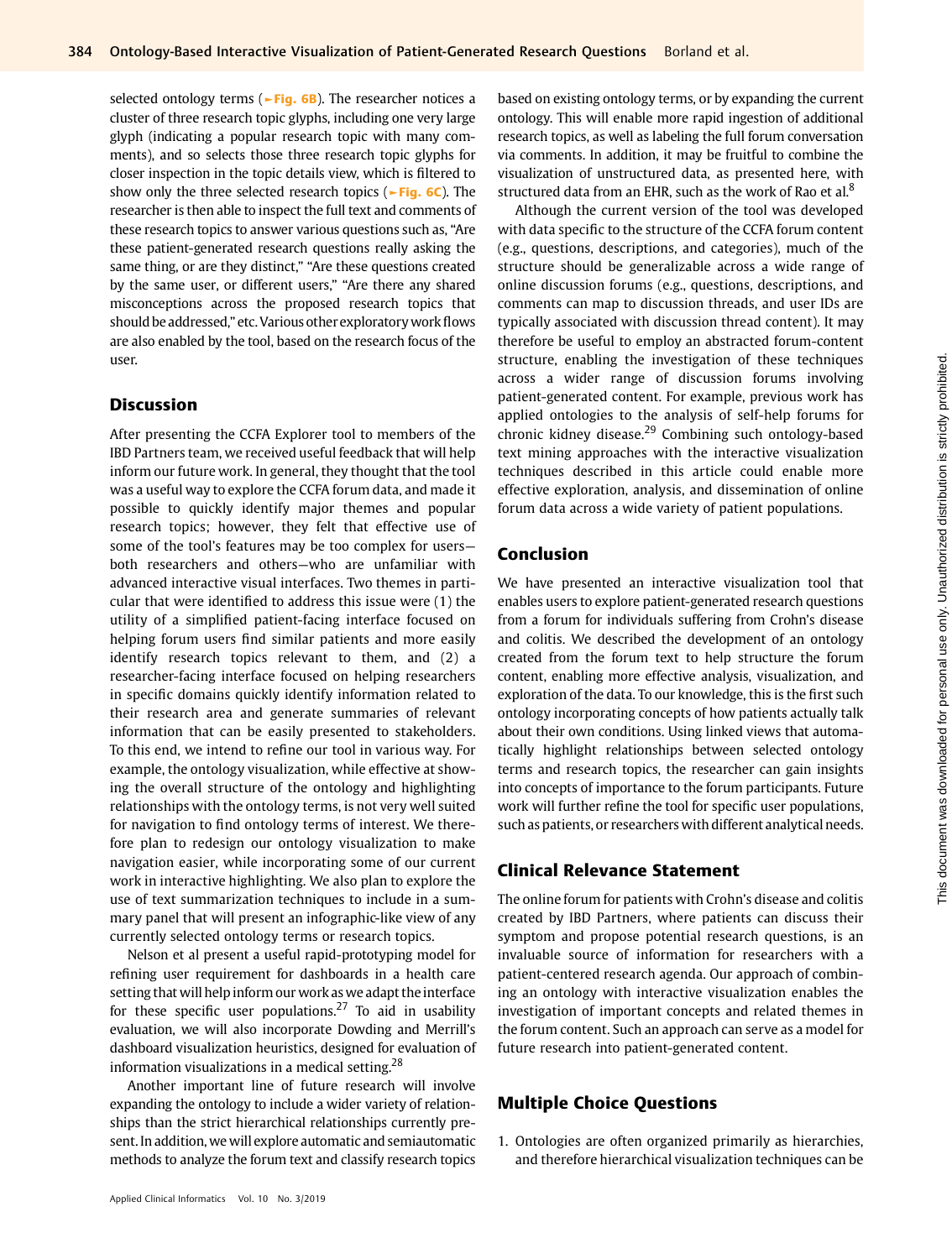selected ontology terms (►Fig. 6B). The researcher notices a cluster of three research topic glyphs, including one very large glyph (indicating a popular research topic with many comments), and so selects those three research topic glyphs for closer inspection in the topic details view, which is filtered to show only the three selected research topics (►Fig. 6C). The researcher is then able to inspect the full text and comments of these research topics to answer various questions such as, "Are these patient-generated research questions really asking the same thing, or are they distinct," "Are these questions created by the same user, or different users," "Are there any shared misconceptions across the proposed research topics that should be addressed," etc. Various other exploratory work flows are also enabled by the tool, based on the research focus of the user.

## Discussion

After presenting the CCFA Explorer tool to members of the IBD Partners team, we received useful feedback that will help inform our future work. In general, they thought that the tool was a useful way to explore the CCFA forum data, and made it possible to quickly identify major themes and popular research topics; however, they felt that effective use of some of the tool's features may be too complex for users—both researchers and others—who are unfamiliar with advanced interactive visual interfaces. Two themes in particular that were identified to address this issue were (1) the utility of a simplified patient-facing interface focused on helping forum users find similar patients and more easily identify research topics relevant to them, and (2) a researcher-facing interface focused on helping researchers in specific domains quickly identify information related to their research area and generate summaries of relevant information that can be easily presented to stakeholders. To this end, we intend to refine our tool in various way. For example, the ontology visualization, while effective at showing the overall structure of the ontology and highlighting relationships with the ontology terms, is not very well suited for navigation to find ontology terms of interest. We therefore plan to redesign our ontology visualization to make navigation easier, while incorporating some of our current work in interactive highlighting. We also plan to explore the use of text summarization techniques to include in a summary panel that will present an infographic-like view of any currently selected ontology terms or research topics.

Nelson et al present a useful rapid-prototyping model for refining user requirement for dashboards in a health care setting that will help inform our work as we adapt the interface for these specific user populations.[27] To aid in usability evaluation, we will also incorporate Dowding and Merrill's dashboard visualization heuristics, designed for evaluation of information visualizations in a medical setting.[28]

Another important line of future research will involve expanding the ontology to include a wider variety of relationships than the strict hierarchical relationships currently present. In addition, we will explore automatic and semiautomatic methods to analyze the forum text and classify research topics based on existing ontology terms, or by expanding the current ontology. This will enable more rapid ingestion of additional research topics, as well as labeling the full forum conversation via comments. In addition, it may be fruitful to combine the visualization of unstructured data, as presented here, with structured data from an EHR, such as the work of Rao et al.[8]

Although the current version of the tool was developed with data specific to the structure of the CCFA forum content (e.g., questions, descriptions, and categories), much of the structure should be generalizable across a wide range of online discussion forums (e.g., questions, descriptions, and comments can map to discussion threads, and user IDs are typically associated with discussion thread content). It may therefore be useful to employ an abstracted forum-content structure, enabling the investigation of these techniques across a wider range of discussion forums involving patient-generated content. For example, previous work has applied ontologies to the analysis of self-help forums for chronic kidney disease.[29] Combining such ontology-based text mining approaches with the interactive visualization techniques described in this article could enable more effective exploration, analysis, and dissemination of online forum data across a wide variety of patient populations.

## Conclusion

We have presented an interactive visualization tool that enables users to explore patient-generated research questions from a forum for individuals suffering from Crohn's disease and colitis. We described the development of an ontology created from the forum text to help structure the forum content, enabling more effective analysis, visualization, and exploration of the data. To our knowledge, this is the first such ontology incorporating concepts of how patients actually talk about their own conditions. Using linked views that automatically highlight relationships between selected ontology terms and research topics, the researcher can gain insights into concepts of importance to the forum participants. Future work will further refine the tool for specific user populations, such as patients, or researchers with different analytical needs.

## Clinical Relevance Statement

The online forum for patients with Crohn's disease and colitis created by IBD Partners, where patients can discuss their symptom and propose potential research questions, is an invaluable source of information for researchers with a patient-centered research agenda. Our approach of combining an ontology with interactive visualization enables the investigation of important concepts and related themes in the forum content. Such an approach can serve as a model for future research into patient-generated content.

## Multiple Choice Questions

1. Ontologies are often organized primarily as hierarchies, and therefore hierarchical visualization techniques can be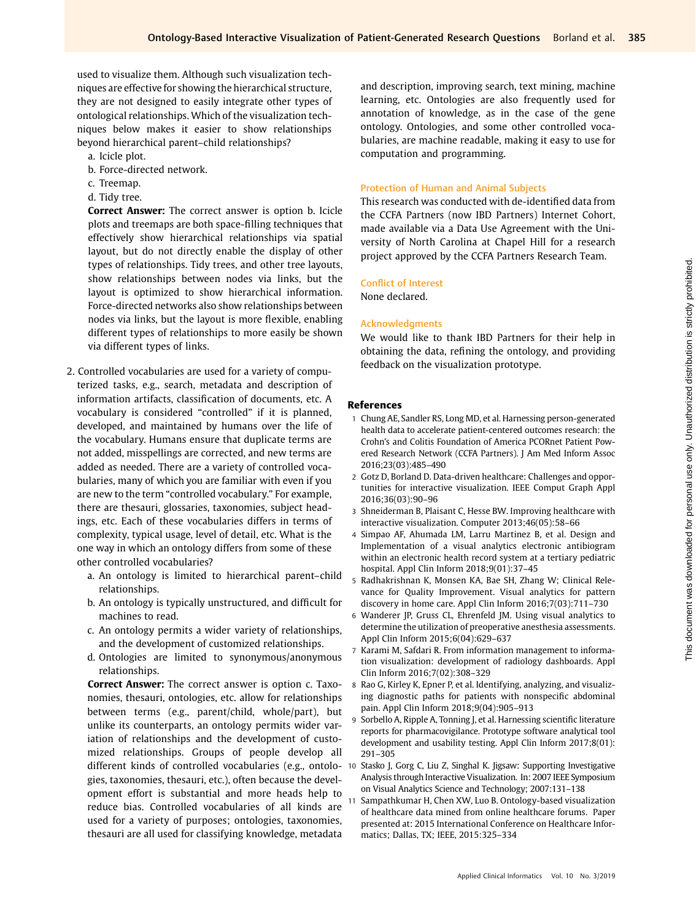used to visualize them. Although such visualization techniques are effective for showing the hierarchical structure, they are not designed to easily integrate other types of ontological relationships. Which of the visualization techniques below makes it easier to show relationships beyond hierarchical parent–child relationships?

a. Icicle plot.
b. Force-directed network.
c. Treemap.
d. Tidy tree.

**Correct Answer:** The correct answer is option b. Icicle plots and treemaps are both space-filling techniques that effectively show hierarchical relationships via spatial layout, but do not directly enable the display of other types of relationships. Tidy trees, and other tree layouts, show relationships between nodes via links, but the layout is optimized to show hierarchical information. Force-directed networks also show relationships between nodes via links, but the layout is more flexible, enabling different types of relationships to more easily be shown via different types of links.

2. Controlled vocabularies are used for a variety of computerized tasks, e.g., search, metadata and description of information artifacts, classification of documents, etc. A vocabulary is considered "controlled" if it is planned, developed, and maintained by humans over the life of the vocabulary. Humans ensure that duplicate terms are not added, misspellings are corrected, and new terms are added as needed. There are a variety of controlled vocabularies, many of which you are familiar with even if you are new to the term "controlled vocabulary." For example, there are thesauri, glossaries, taxonomies, subject headings, etc. Each of these vocabularies differs in terms of complexity, typical usage, level of detail, etc. What is the one way in which an ontology differs from some of these other controlled vocabularies?

a. An ontology is limited to hierarchical parent–child relationships.
b. An ontology is typically unstructured, and difficult for machines to read.
c. An ontology permits a wider variety of relationships, and the development of customized relationships.
d. Ontologies are limited to synonymous/anonymous relationships.

**Correct Answer:** The correct answer is option c. Taxonomies, thesauri, ontologies, etc. allow for relationships between terms (e.g., parent/child, whole/part), but unlike its counterparts, an ontology permits wider variation of relationships and the development of customized relationships. Groups of people develop all different kinds of controlled vocabularies (e.g., ontologies, taxonomies, thesauri, etc.), often because the development effort is substantial and more heads help to reduce bias. Controlled vocabularies of all kinds are used for a variety of purposes; ontologies, taxonomies, thesauri are all used for classifying knowledge, metadata and description, improving search, text mining, machine learning, etc. Ontologies are also frequently used for annotation of knowledge, as in the case of the gene ontology. Ontologies, and some other controlled vocabularies, are machine readable, making it easy to use for computation and programming.

## Protection of Human and Animal Subjects

This research was conducted with de-identified data from the CCFA Partners (now IBD Partners) Internet Cohort, made available via a Data Use Agreement with the University of North Carolina at Chapel Hill for a research project approved by the CCFA Partners Research Team.

## Conflict of Interest

None declared.

## Acknowledgments

We would like to thank IBD Partners for their help in obtaining the data, refining the ontology, and providing feedback on the visualization prototype.

## References

1. Chung AE, Sandler RS, Long MD, et al. Harnessing person-generated health data to accelerate patient-centered outcomes research: the Crohn's and Colitis Foundation of America PCORnet Patient Powered Research Network (CCFA Partners). J Am Med Inform Assoc 2016;23(03):485–490
2. Gotz D, Borland D. Data-driven healthcare: Challenges and opportunities for interactive visualization. IEEE Comput Graph Appl 2016;36(03):90–96
3. Shneiderman B, Plaisant C, Hesse BW. Improving healthcare with interactive visualization. Computer 2013;46(05):58–66
4. Simpao AF, Ahumada LM, Larru Martinez B, et al. Design and Implementation of a visual analytics electronic antibiogram within an electronic health record system at a tertiary pediatric hospital. Appl Clin Inform 2018;9(01):37–45
5. Radhakrishnan K, Monsen KA, Bae SH, Zhang W; Clinical Relevance for Quality Improvement. Visual analytics for pattern discovery in home care. Appl Clin Inform 2016;7(03):711–730
6. Wanderer JP, Gruss CL, Ehrenfeld JM. Using visual analytics to determine the utilization of preoperative anesthesia assessments. Appl Clin Inform 2015;6(04):629–637
7. Karami M, Safdari R. From information management to information visualization: development of radiology dashboards. Appl Clin Inform 2016;7(02):308–329
8. Rao G, Kirley K, Epner P, et al. Identifying, analyzing, and visualizing diagnostic paths for patients with nonspecific abdominal pain. Appl Clin Inform 2018;9(04):905–913
9. Sorbello A, Ripple A, Tonning J, et al. Harnessing scientific literature reports for pharmacovigilance. Prototype software analytical tool development and usability testing. Appl Clin Inform 2017;8(01): 291–305
10. Stasko J, Gorg C, Liu Z, Singhal K. Jigsaw: Supporting Investigative Analysis through Interactive Visualization. In: 2007 IEEE Symposium on Visual Analytics Science and Technology; 2007:131–138
11. Sampathkumar H, Chen XW, Luo B. Ontology-based visualization of healthcare data mined from online healthcare forums. Paper presented at: 2015 International Conference on Healthcare Informatics; Dallas, TX; IEEE, 2015:325–334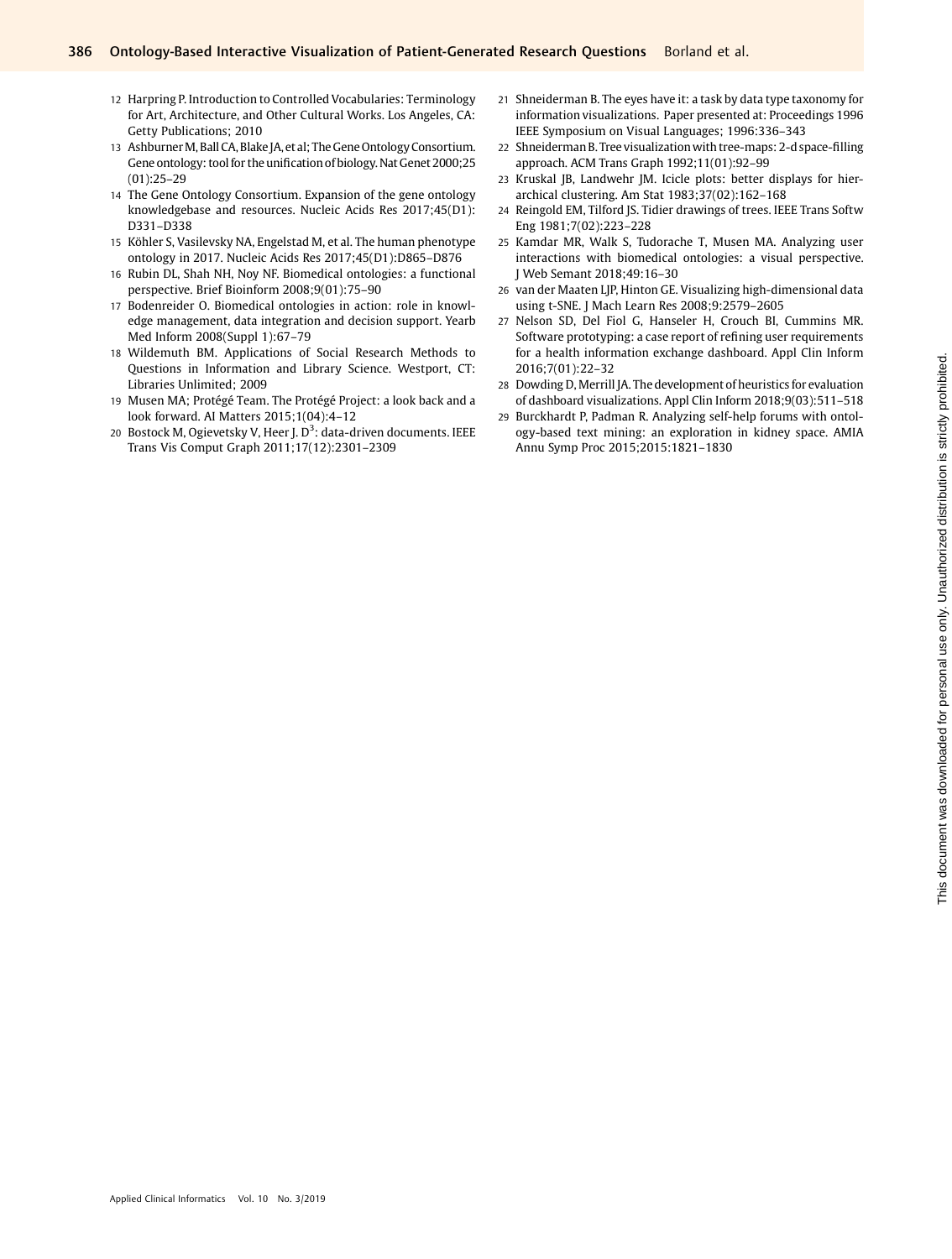12 Harpring P. Introduction to Controlled Vocabularies: Terminology for Art, Architecture, and Other Cultural Works. Los Angeles, CA: Getty Publications; 2010

13 Ashburner M, Ball CA, Blake JA, et al; The Gene Ontology Consortium. Gene ontology: tool for the unification of biology. Nat Genet 2000;25 (01):25–29

14 The Gene Ontology Consortium. Expansion of the gene ontology knowledgebase and resources. Nucleic Acids Res 2017;45(D1): D331–D338

15 Köhler S, Vasilevsky NA, Engelstad M, et al. The human phenotype ontology in 2017. Nucleic Acids Res 2017;45(D1):D865–D876

16 Rubin DL, Shah NH, Noy NF. Biomedical ontologies: a functional perspective. Brief Bioinform 2008;9(01):75–90

17 Bodenreider O. Biomedical ontologies in action: role in knowledge management, data integration and decision support. Yearb Med Inform 2008(Suppl 1):67–79

18 Wildemuth BM. Applications of Social Research Methods to Questions in Information and Library Science. Westport, CT: Libraries Unlimited; 2009

19 Musen MA; Protégé Team. The Protégé Project: a look back and a look forward. AI Matters 2015;1(04):4–12

20 Bostock M, Ogievetsky V, Heer J. $D^3$: data-driven documents. IEEE Trans Vis Comput Graph 2011;17(12):2301–2309

21 Shneiderman B. The eyes have it: a task by data type taxonomy for information visualizations. Paper presented at: Proceedings 1996 IEEE Symposium on Visual Languages; 1996:336–343

22 Shneiderman B. Tree visualization with tree-maps: 2-d space-filling approach. ACM Trans Graph 1992;11(01):92–99

23 Kruskal JB, Landwehr JM. Icicle plots: better displays for hierarchical clustering. Am Stat 1983;37(02):162–168

24 Reingold EM, Tilford JS. Tidier drawings of trees. IEEE Trans Softw Eng 1981;7(02):223–228

25 Kamdar MR, Walk S, Tudorache T, Musen MA. Analyzing user interactions with biomedical ontologies: a visual perspective. J Web Semant 2018;49:16–30

26 van der Maaten LJP, Hinton GE. Visualizing high-dimensional data using t-SNE. J Mach Learn Res 2008;9:2579–2605

27 Nelson SD, Del Fiol G, Hanseler H, Crouch BI, Cummins MR. Software prototyping: a case report of refining user requirements for a health information exchange dashboard. Appl Clin Inform 2016;7(01):22–32

28 Dowding D, Merrill JA. The development of heuristics for evaluation of dashboard visualizations. Appl Clin Inform 2018;9(03):511–518

29 Burckhardt P, Padman R. Analyzing self-help forums with ontology-based text mining: an exploration in kidney space. AMIA Annu Symp Proc 2015;2015:1821–1830